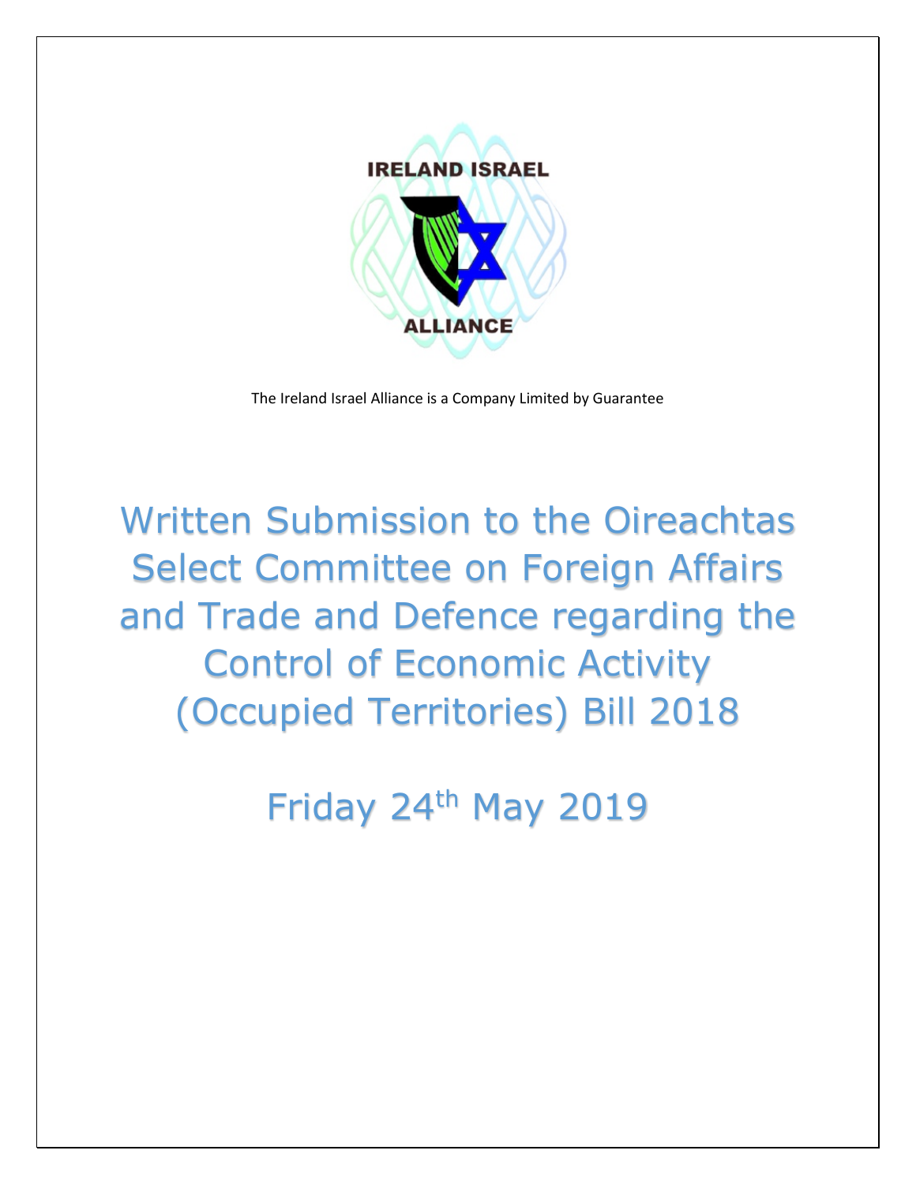IRELAND ISRAEL

ALLIANCE

The Ireland Israel Alliance is a Company Limited by Guarantee

# Written Submission to the Oireachtas Select Committee on Foreign Affairs and Trade and Defence regarding the Control of Economic Activity (Occupied Territories) Bill 2018

## Friday 24th May 2019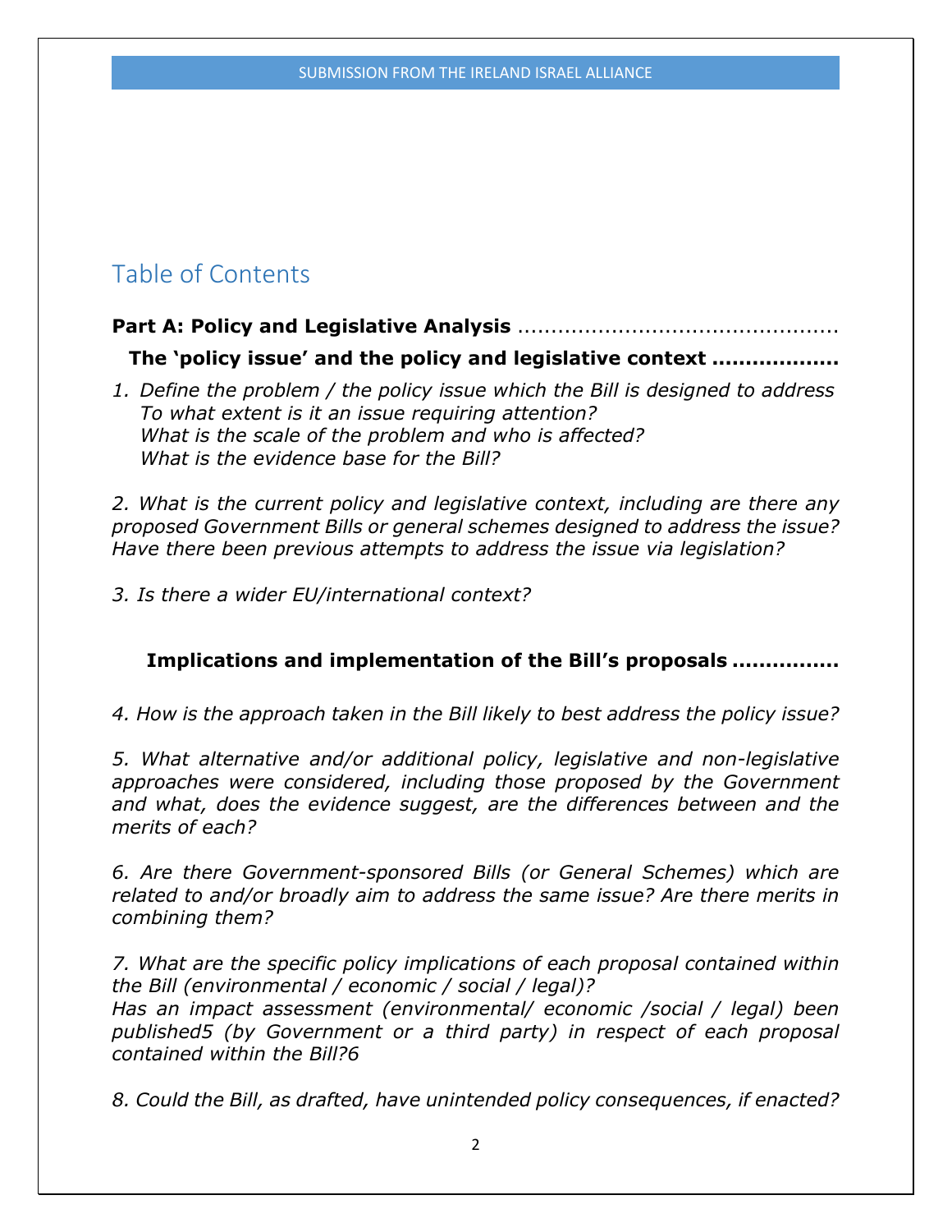# Table of Contents

**Part A: Policy and Legislative Analysis** ...............................................

**The 'policy issue' and the policy and legislative context ..................**

*1. Define the problem / the policy issue which the Bill is designed to address*
*To what extent is it an issue requiring attention?*
*What is the scale of the problem and who is affected?*
*What is the evidence base for the Bill?*

*2. What is the current policy and legislative context, including are there any proposed Government Bills or general schemes designed to address the issue? Have there been previous attempts to address the issue via legislation?*

*3. Is there a wider EU/international context?*

**Implications and implementation of the Bill's proposals ...............**

*4. How is the approach taken in the Bill likely to best address the policy issue?*

*5. What alternative and/or additional policy, legislative and non-legislative approaches were considered, including those proposed by the Government and what, does the evidence suggest, are the differences between and the merits of each?*

*6. Are there Government-sponsored Bills (or General Schemes) which are related to and/or broadly aim to address the same issue? Are there merits in combining them?*

*7. What are the specific policy implications of each proposal contained within the Bill (environmental / economic / social / legal)?*
*Has an impact assessment (environmental/ economic /social / legal) been published5 (by Government or a third party) in respect of each proposal contained within the Bill?6*

*8. Could the Bill, as drafted, have unintended policy consequences, if enacted?*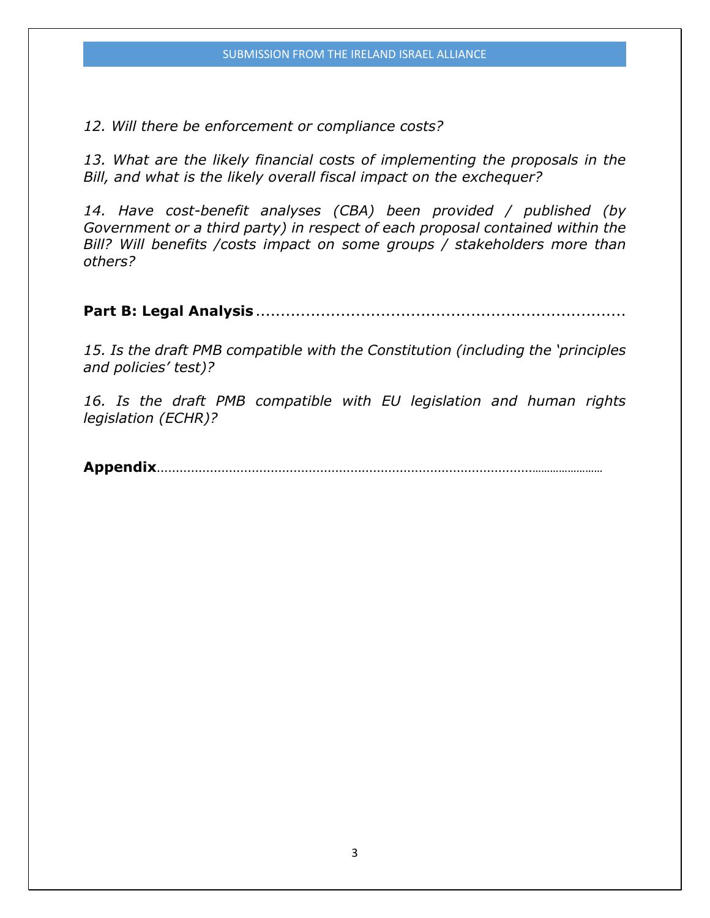*12. Will there be enforcement or compliance costs?*

*13. What are the likely financial costs of implementing the proposals in the Bill, and what is the likely overall fiscal impact on the exchequer?*

*14. Have cost-benefit analyses (CBA) been provided / published (by Government or a third party) in respect of each proposal contained within the Bill? Will benefits /costs impact on some groups / stakeholders more than others?*

**Part B: Legal Analysis**.........................................................................

*15. Is the draft PMB compatible with the Constitution (including the 'principles and policies' test)?*

*16. Is the draft PMB compatible with EU legislation and human rights legislation (ECHR)?*

**Appendix**.......................................................................................................................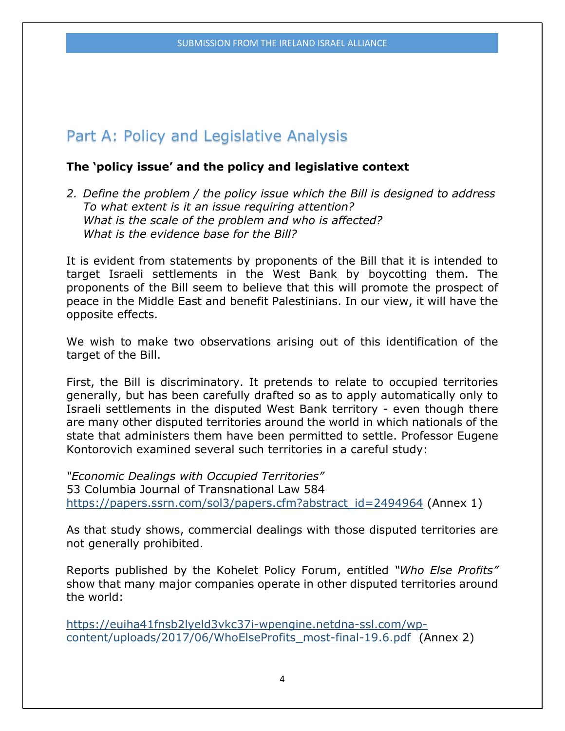# Part A: Policy and Legislative Analysis

**The 'policy issue' and the policy and legislative context**

2. *Define the problem / the policy issue which the Bill is designed to address*
   *To what extent is it an issue requiring attention?*
   *What is the scale of the problem and who is affected?*
   *What is the evidence base for the Bill?*

It is evident from statements by proponents of the Bill that it is intended to target Israeli settlements in the West Bank by boycotting them. The proponents of the Bill seem to believe that this will promote the prospect of peace in the Middle East and benefit Palestinians. In our view, it will have the opposite effects.

We wish to make two observations arising out of this identification of the target of the Bill.

First, the Bill is discriminatory. It pretends to relate to occupied territories generally, but has been carefully drafted so as to apply automatically only to Israeli settlements in the disputed West Bank territory - even though there are many other disputed territories around the world in which nationals of the state that administers them have been permitted to settle. Professor Eugene Kontorovich examined several such territories in a careful study:

*"Economic Dealings with Occupied Territories"*
53 Columbia Journal of Transnational Law 584
https://papers.ssrn.com/sol3/papers.cfm?abstract_id=2494964 (Annex 1)

As that study shows, commercial dealings with those disputed territories are not generally prohibited.

Reports published by the Kohelet Policy Forum, entitled *"Who Else Profits"* show that many major companies operate in other disputed territories around the world:

https://euiha41fnsb2lyeld3vkc37i-wpengine.netdna-ssl.com/wp-content/uploads/2017/06/WhoElseProfits_most-final-19.6.pdf (Annex 2)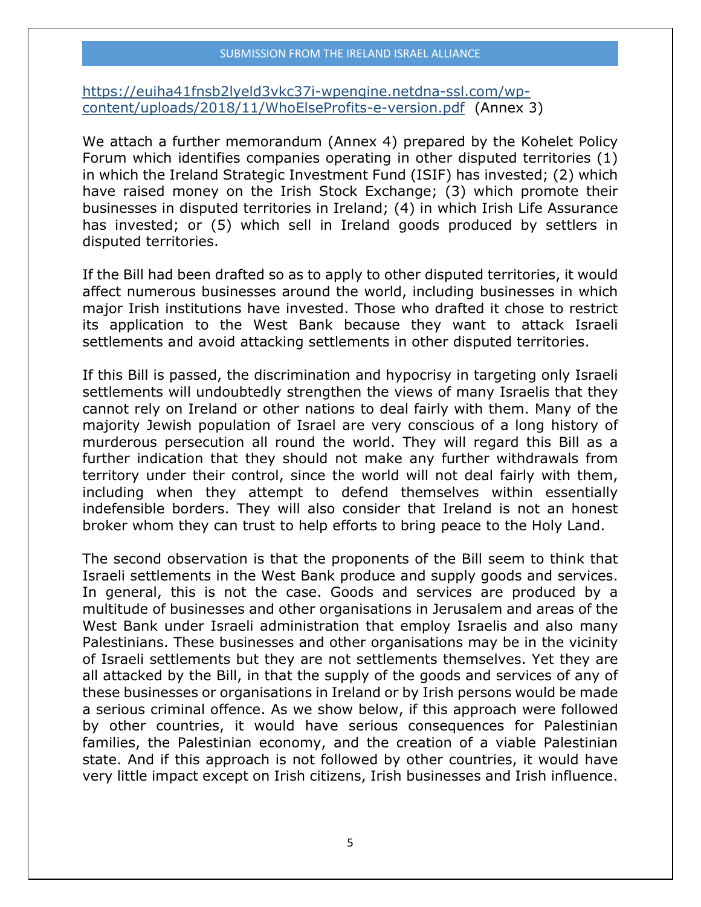[https://euiha41fnsb2lyeld3vkc37i-wpengine.netdna-ssl.com/wp-content/uploads/2018/11/WhoElseProfits-e-version.pdf](https://euiha41fnsb2lyeld3vkc37i-wpengine.netdna-ssl.com/wp-content/uploads/2018/11/WhoElseProfits-e-version.pdf) (Annex 3)

We attach a further memorandum (Annex 4) prepared by the Kohelet Policy Forum which identifies companies operating in other disputed territories (1) in which the Ireland Strategic Investment Fund (ISIF) has invested; (2) which have raised money on the Irish Stock Exchange; (3) which promote their businesses in disputed territories in Ireland; (4) in which Irish Life Assurance has invested; or (5) which sell in Ireland goods produced by settlers in disputed territories.

If the Bill had been drafted so as to apply to other disputed territories, it would affect numerous businesses around the world, including businesses in which major Irish institutions have invested. Those who drafted it chose to restrict its application to the West Bank because they want to attack Israeli settlements and avoid attacking settlements in other disputed territories.

If this Bill is passed, the discrimination and hypocrisy in targeting only Israeli settlements will undoubtedly strengthen the views of many Israelis that they cannot rely on Ireland or other nations to deal fairly with them. Many of the majority Jewish population of Israel are very conscious of a long history of murderous persecution all round the world. They will regard this Bill as a further indication that they should not make any further withdrawals from territory under their control, since the world will not deal fairly with them, including when they attempt to defend themselves within essentially indefensible borders. They will also consider that Ireland is not an honest broker whom they can trust to help efforts to bring peace to the Holy Land.

The second observation is that the proponents of the Bill seem to think that Israeli settlements in the West Bank produce and supply goods and services. In general, this is not the case. Goods and services are produced by a multitude of businesses and other organisations in Jerusalem and areas of the West Bank under Israeli administration that employ Israelis and also many Palestinians. These businesses and other organisations may be in the vicinity of Israeli settlements but they are not settlements themselves. Yet they are all attacked by the Bill, in that the supply of the goods and services of any of these businesses or organisations in Ireland or by Irish persons would be made a serious criminal offence. As we show below, if this approach were followed by other countries, it would have serious consequences for Palestinian families, the Palestinian economy, and the creation of a viable Palestinian state. And if this approach is not followed by other countries, it would have very little impact except on Irish citizens, Irish businesses and Irish influence.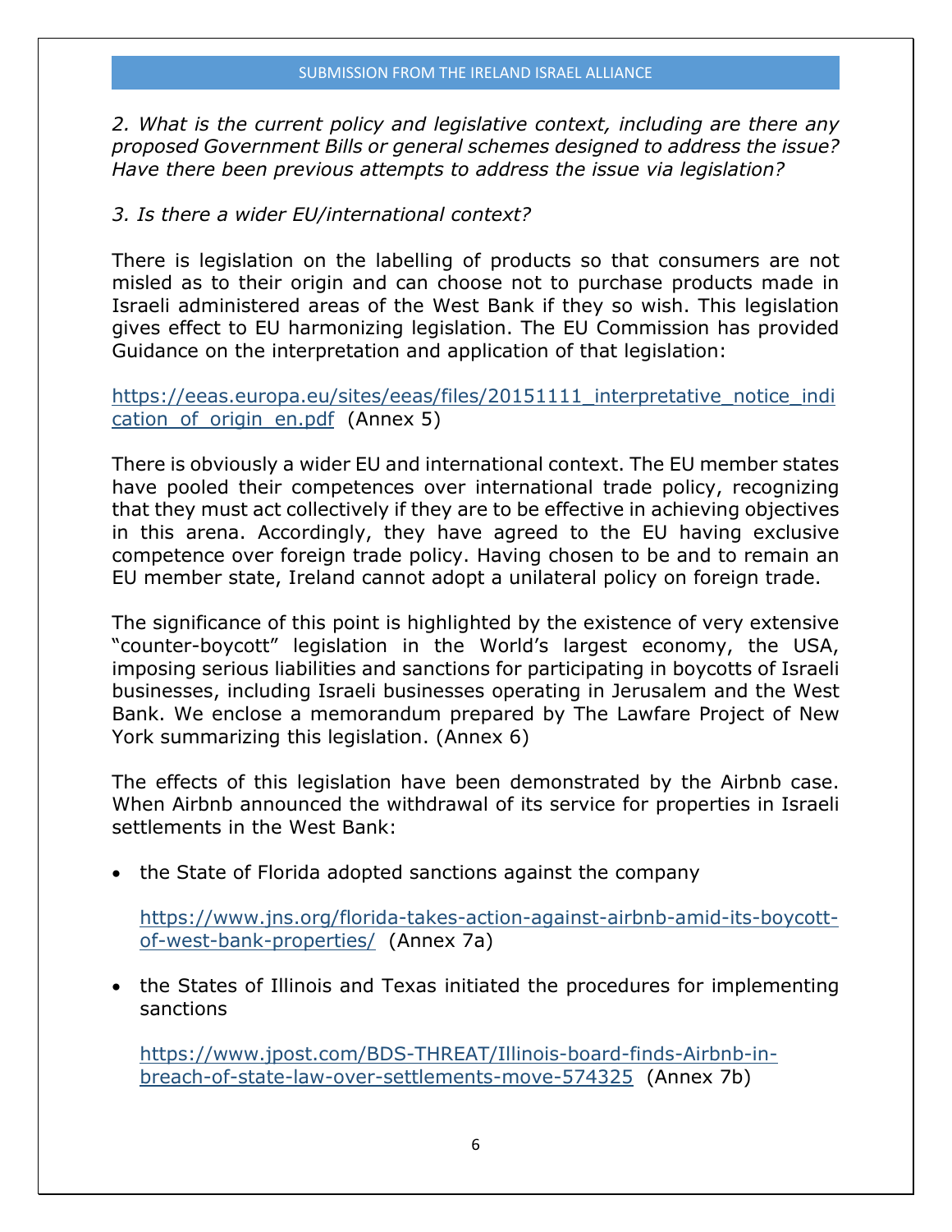*2. What is the current policy and legislative context, including are there any proposed Government Bills or general schemes designed to address the issue? Have there been previous attempts to address the issue via legislation?*

*3. Is there a wider EU/international context?*

There is legislation on the labelling of products so that consumers are not misled as to their origin and can choose not to purchase products made in Israeli administered areas of the West Bank if they so wish. This legislation gives effect to EU harmonizing legislation. The EU Commission has provided Guidance on the interpretation and application of that legislation:

https://eeas.europa.eu/sites/eeas/files/20151111_interpretative_notice_indication_of_origin_en.pdf (Annex 5)

There is obviously a wider EU and international context. The EU member states have pooled their competences over international trade policy, recognizing that they must act collectively if they are to be effective in achieving objectives in this arena. Accordingly, they have agreed to the EU having exclusive competence over foreign trade policy. Having chosen to be and to remain an EU member state, Ireland cannot adopt a unilateral policy on foreign trade.

The significance of this point is highlighted by the existence of very extensive "counter-boycott" legislation in the World's largest economy, the USA, imposing serious liabilities and sanctions for participating in boycotts of Israeli businesses, including Israeli businesses operating in Jerusalem and the West Bank. We enclose a memorandum prepared by The Lawfare Project of New York summarizing this legislation. (Annex 6)

The effects of this legislation have been demonstrated by the Airbnb case. When Airbnb announced the withdrawal of its service for properties in Israeli settlements in the West Bank:

- the State of Florida adopted sanctions against the company

  https://www.jns.org/florida-takes-action-against-airbnb-amid-its-boycott-of-west-bank-properties/ (Annex 7a)

- the States of Illinois and Texas initiated the procedures for implementing sanctions

  https://www.jpost.com/BDS-THREAT/Illinois-board-finds-Airbnb-in-breach-of-state-law-over-settlements-move-574325 (Annex 7b)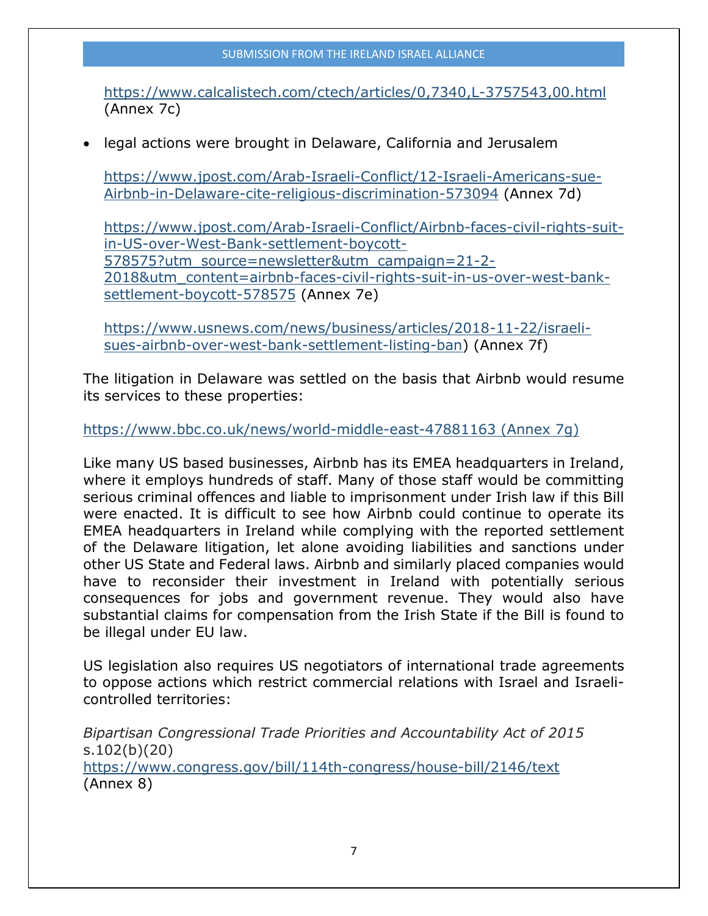https://www.calcalistech.com/ctech/articles/0,7340,L-3757543,00.html (Annex 7c)

- legal actions were brought in Delaware, California and Jerusalem

  https://www.jpost.com/Arab-Israeli-Conflict/12-Israeli-Americans-sue-Airbnb-in-Delaware-cite-religious-discrimination-573094 (Annex 7d)

  https://www.jpost.com/Arab-Israeli-Conflict/Airbnb-faces-civil-rights-suit-in-US-over-West-Bank-settlement-boycott-578575?utm_source=newsletter&utm_campaign=21-2-2018&utm_content=airbnb-faces-civil-rights-suit-in-us-over-west-bank-settlement-boycott-578575 (Annex 7e)

  https://www.usnews.com/news/business/articles/2018-11-22/israeli-sues-airbnb-over-west-bank-settlement-listing-ban) (Annex 7f)

The litigation in Delaware was settled on the basis that Airbnb would resume its services to these properties:

https://www.bbc.co.uk/news/world-middle-east-47881163 (Annex 7g)

Like many US based businesses, Airbnb has its EMEA headquarters in Ireland, where it employs hundreds of staff. Many of those staff would be committing serious criminal offences and liable to imprisonment under Irish law if this Bill were enacted. It is difficult to see how Airbnb could continue to operate its EMEA headquarters in Ireland while complying with the reported settlement of the Delaware litigation, let alone avoiding liabilities and sanctions under other US State and Federal laws. Airbnb and similarly placed companies would have to reconsider their investment in Ireland with potentially serious consequences for jobs and government revenue. They would also have substantial claims for compensation from the Irish State if the Bill is found to be illegal under EU law.

US legislation also requires US negotiators of international trade agreements to oppose actions which restrict commercial relations with Israel and Israeli-controlled territories:

*Bipartisan Congressional Trade Priorities and Accountability Act of 2015* s.102(b)(20)
https://www.congress.gov/bill/114th-congress/house-bill/2146/text
(Annex 8)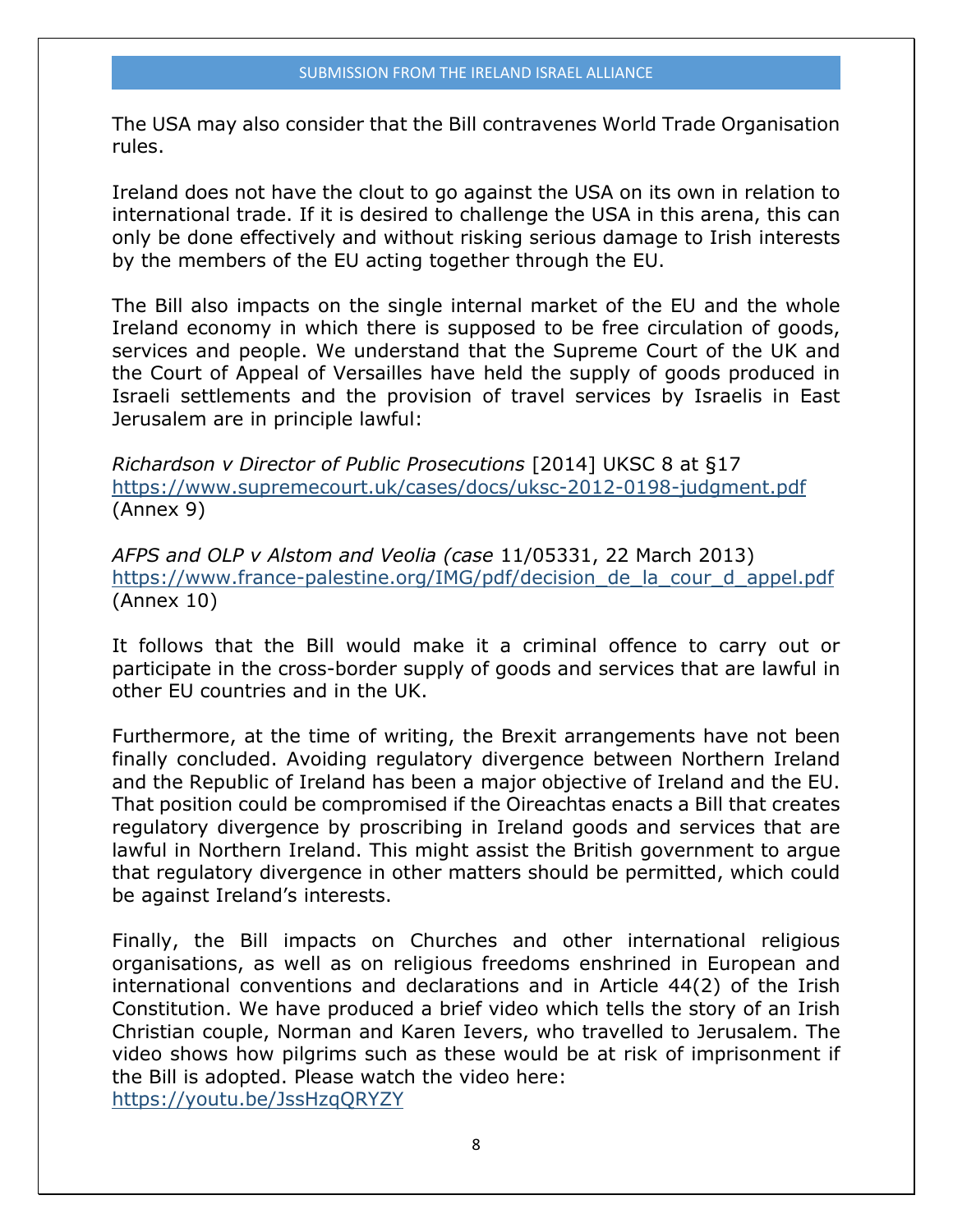The USA may also consider that the Bill contravenes World Trade Organisation rules.

Ireland does not have the clout to go against the USA on its own in relation to international trade. If it is desired to challenge the USA in this arena, this can only be done effectively and without risking serious damage to Irish interests by the members of the EU acting together through the EU.

The Bill also impacts on the single internal market of the EU and the whole Ireland economy in which there is supposed to be free circulation of goods, services and people. We understand that the Supreme Court of the UK and the Court of Appeal of Versailles have held the supply of goods produced in Israeli settlements and the provision of travel services by Israelis in East Jerusalem are in principle lawful:

*Richardson v Director of Public Prosecutions* [2014] UKSC 8 at §17
https://www.supremecourt.uk/cases/docs/uksc-2012-0198-judgment.pdf
(Annex 9)

*AFPS and OLP v Alstom and Veolia (case* 11/05331, 22 March 2013)
https://www.france-palestine.org/IMG/pdf/decision_de_la_cour_d_appel.pdf
(Annex 10)

It follows that the Bill would make it a criminal offence to carry out or participate in the cross-border supply of goods and services that are lawful in other EU countries and in the UK.

Furthermore, at the time of writing, the Brexit arrangements have not been finally concluded. Avoiding regulatory divergence between Northern Ireland and the Republic of Ireland has been a major objective of Ireland and the EU. That position could be compromised if the Oireachtas enacts a Bill that creates regulatory divergence by proscribing in Ireland goods and services that are lawful in Northern Ireland. This might assist the British government to argue that regulatory divergence in other matters should be permitted, which could be against Ireland's interests.

Finally, the Bill impacts on Churches and other international religious organisations, as well as on religious freedoms enshrined in European and international conventions and declarations and in Article 44(2) of the Irish Constitution. We have produced a brief video which tells the story of an Irish Christian couple, Norman and Karen Ievers, who travelled to Jerusalem. The video shows how pilgrims such as these would be at risk of imprisonment if the Bill is adopted. Please watch the video here:
https://youtu.be/JssHzqQRYZY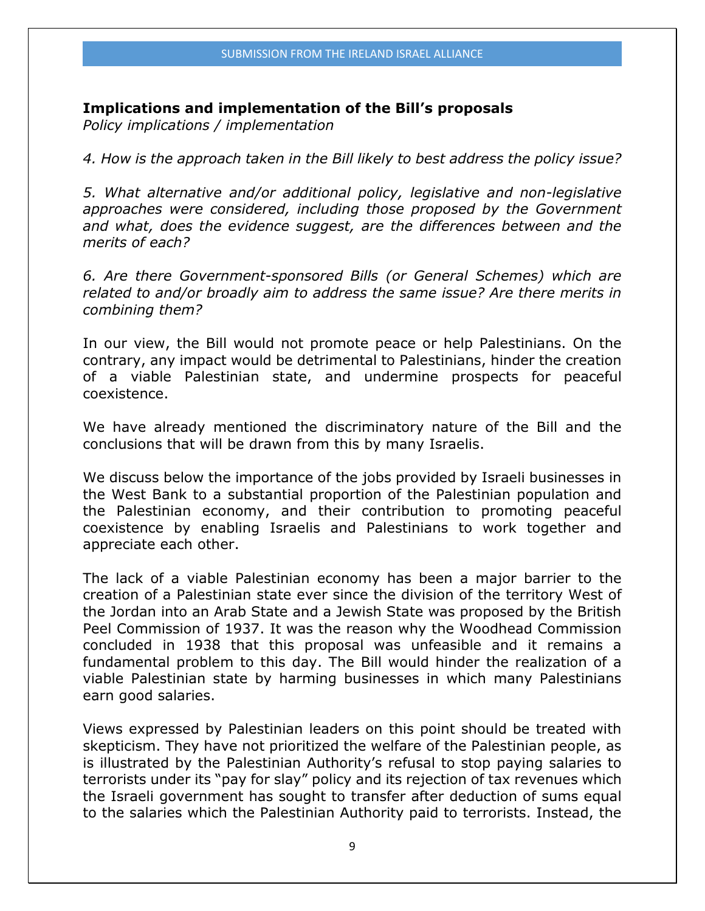**Implications and implementation of the Bill's proposals**

*Policy implications / implementation*

*4. How is the approach taken in the Bill likely to best address the policy issue?*

*5. What alternative and/or additional policy, legislative and non-legislative approaches were considered, including those proposed by the Government and what, does the evidence suggest, are the differences between and the merits of each?*

*6. Are there Government-sponsored Bills (or General Schemes) which are related to and/or broadly aim to address the same issue? Are there merits in combining them?*

In our view, the Bill would not promote peace or help Palestinians. On the contrary, any impact would be detrimental to Palestinians, hinder the creation of a viable Palestinian state, and undermine prospects for peaceful coexistence.

We have already mentioned the discriminatory nature of the Bill and the conclusions that will be drawn from this by many Israelis.

We discuss below the importance of the jobs provided by Israeli businesses in the West Bank to a substantial proportion of the Palestinian population and the Palestinian economy, and their contribution to promoting peaceful coexistence by enabling Israelis and Palestinians to work together and appreciate each other.

The lack of a viable Palestinian economy has been a major barrier to the creation of a Palestinian state ever since the division of the territory West of the Jordan into an Arab State and a Jewish State was proposed by the British Peel Commission of 1937. It was the reason why the Woodhead Commission concluded in 1938 that this proposal was unfeasible and it remains a fundamental problem to this day. The Bill would hinder the realization of a viable Palestinian state by harming businesses in which many Palestinians earn good salaries.

Views expressed by Palestinian leaders on this point should be treated with skepticism. They have not prioritized the welfare of the Palestinian people, as is illustrated by the Palestinian Authority's refusal to stop paying salaries to terrorists under its "pay for slay" policy and its rejection of tax revenues which the Israeli government has sought to transfer after deduction of sums equal to the salaries which the Palestinian Authority paid to terrorists. Instead, the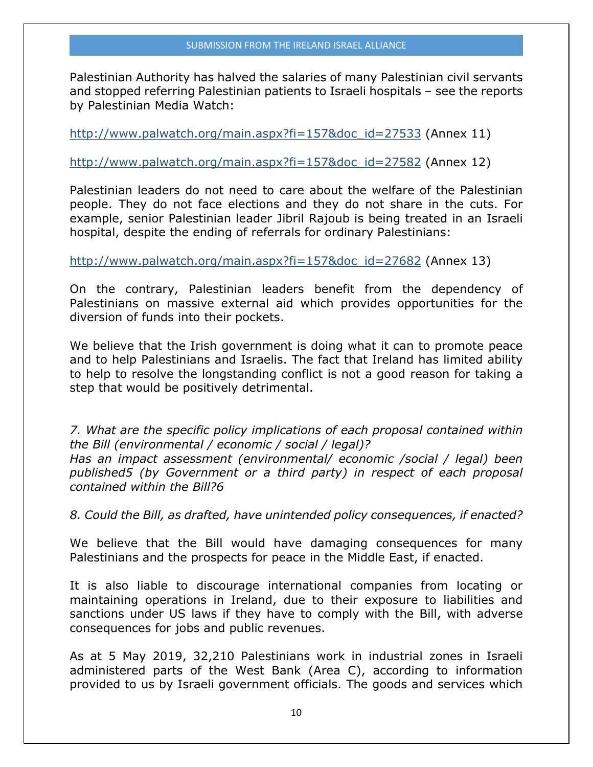Palestinian Authority has halved the salaries of many Palestinian civil servants and stopped referring Palestinian patients to Israeli hospitals – see the reports by Palestinian Media Watch:

http://www.palwatch.org/main.aspx?fi=157&doc_id=27533 (Annex 11)

http://www.palwatch.org/main.aspx?fi=157&doc_id=27582 (Annex 12)

Palestinian leaders do not need to care about the welfare of the Palestinian people. They do not face elections and they do not share in the cuts. For example, senior Palestinian leader Jibril Rajoub is being treated in an Israeli hospital, despite the ending of referrals for ordinary Palestinians:

http://www.palwatch.org/main.aspx?fi=157&doc_id=27682 (Annex 13)

On the contrary, Palestinian leaders benefit from the dependency of Palestinians on massive external aid which provides opportunities for the diversion of funds into their pockets.

We believe that the Irish government is doing what it can to promote peace and to help Palestinians and Israelis. The fact that Ireland has limited ability to help to resolve the longstanding conflict is not a good reason for taking a step that would be positively detrimental.

*7. What are the specific policy implications of each proposal contained within the Bill (environmental / economic / social / legal)?*
*Has an impact assessment (environmental/ economic /social / legal) been published5 (by Government or a third party) in respect of each proposal contained within the Bill?6*

*8. Could the Bill, as drafted, have unintended policy consequences, if enacted?*

We believe that the Bill would have damaging consequences for many Palestinians and the prospects for peace in the Middle East, if enacted.

It is also liable to discourage international companies from locating or maintaining operations in Ireland, due to their exposure to liabilities and sanctions under US laws if they have to comply with the Bill, with adverse consequences for jobs and public revenues.

As at 5 May 2019, 32,210 Palestinians work in industrial zones in Israeli administered parts of the West Bank (Area C), according to information provided to us by Israeli government officials. The goods and services which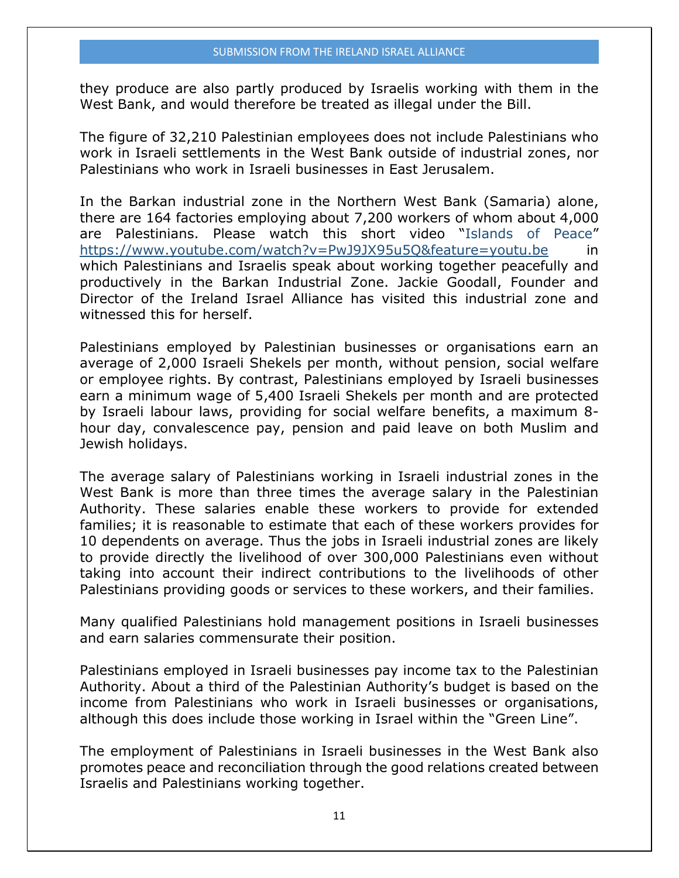they produce are also partly produced by Israelis working with them in the West Bank, and would therefore be treated as illegal under the Bill.

The figure of 32,210 Palestinian employees does not include Palestinians who work in Israeli settlements in the West Bank outside of industrial zones, nor Palestinians who work in Israeli businesses in East Jerusalem.

In the Barkan industrial zone in the Northern West Bank (Samaria) alone, there are 164 factories employing about 7,200 workers of whom about 4,000 are Palestinians. Please watch this short video "Islands of Peace" https://www.youtube.com/watch?v=PwJ9JX95u5Q&feature=youtu.be in which Palestinians and Israelis speak about working together peacefully and productively in the Barkan Industrial Zone. Jackie Goodall, Founder and Director of the Ireland Israel Alliance has visited this industrial zone and witnessed this for herself.

Palestinians employed by Palestinian businesses or organisations earn an average of 2,000 Israeli Shekels per month, without pension, social welfare or employee rights. By contrast, Palestinians employed by Israeli businesses earn a minimum wage of 5,400 Israeli Shekels per month and are protected by Israeli labour laws, providing for social welfare benefits, a maximum 8-hour day, convalescence pay, pension and paid leave on both Muslim and Jewish holidays.

The average salary of Palestinians working in Israeli industrial zones in the West Bank is more than three times the average salary in the Palestinian Authority. These salaries enable these workers to provide for extended families; it is reasonable to estimate that each of these workers provides for 10 dependents on average. Thus the jobs in Israeli industrial zones are likely to provide directly the livelihood of over 300,000 Palestinians even without taking into account their indirect contributions to the livelihoods of other Palestinians providing goods or services to these workers, and their families.

Many qualified Palestinians hold management positions in Israeli businesses and earn salaries commensurate their position.

Palestinians employed in Israeli businesses pay income tax to the Palestinian Authority. About a third of the Palestinian Authority's budget is based on the income from Palestinians who work in Israeli businesses or organisations, although this does include those working in Israel within the "Green Line".

The employment of Palestinians in Israeli businesses in the West Bank also promotes peace and reconciliation through the good relations created between Israelis and Palestinians working together.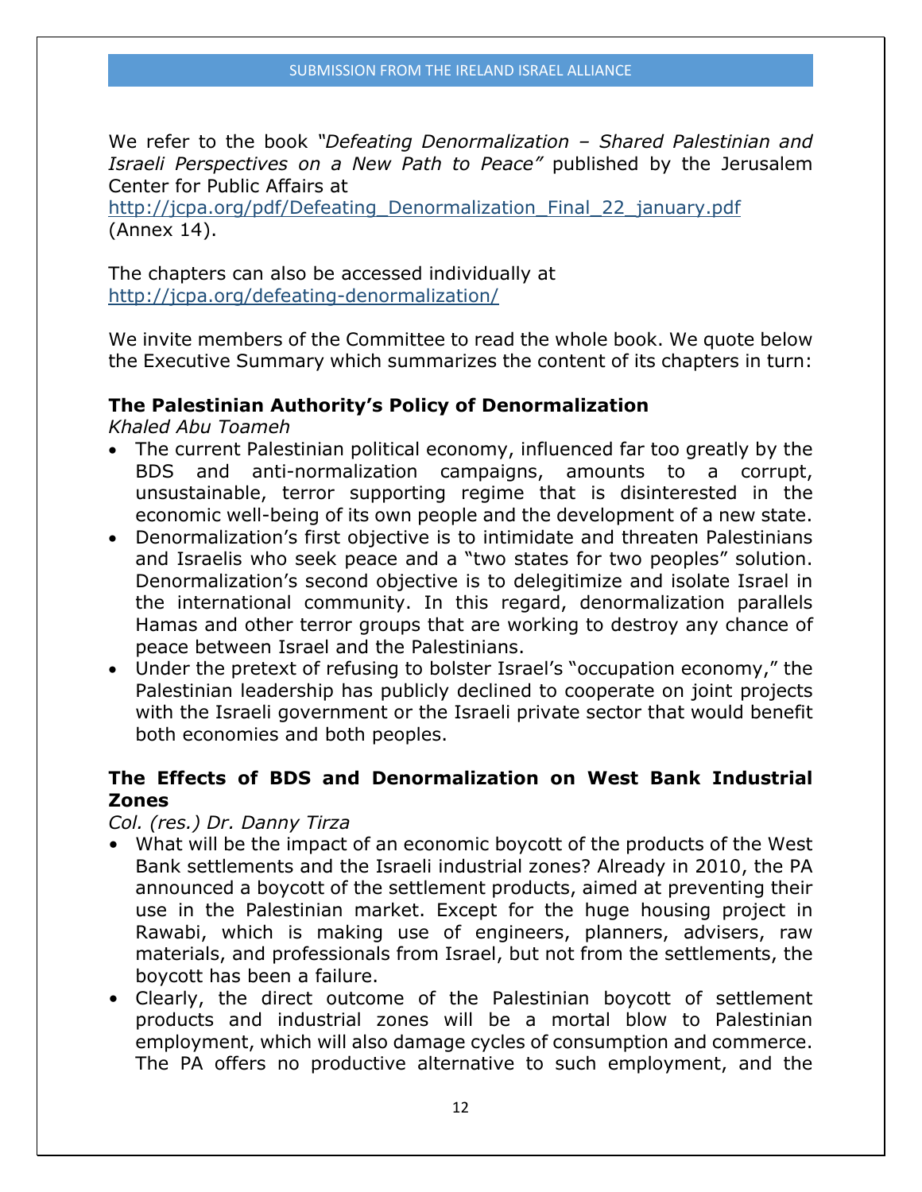We refer to the book *"Defeating Denormalization – Shared Palestinian and Israeli Perspectives on a New Path to Peace"* published by the Jerusalem Center for Public Affairs at http://jcpa.org/pdf/Defeating_Denormalization_Final_22_january.pdf (Annex 14).

The chapters can also be accessed individually at http://jcpa.org/defeating-denormalization/

We invite members of the Committee to read the whole book. We quote below the Executive Summary which summarizes the content of its chapters in turn:

**The Palestinian Authority's Policy of Denormalization**

*Khaled Abu Toameh*

- The current Palestinian political economy, influenced far too greatly by the BDS and anti-normalization campaigns, amounts to a corrupt, unsustainable, terror supporting regime that is disinterested in the economic well-being of its own people and the development of a new state.
- Denormalization's first objective is to intimidate and threaten Palestinians and Israelis who seek peace and a "two states for two peoples" solution. Denormalization's second objective is to delegitimize and isolate Israel in the international community. In this regard, denormalization parallels Hamas and other terror groups that are working to destroy any chance of peace between Israel and the Palestinians.
- Under the pretext of refusing to bolster Israel's "occupation economy," the Palestinian leadership has publicly declined to cooperate on joint projects with the Israeli government or the Israeli private sector that would benefit both economies and both peoples.

**The Effects of BDS and Denormalization on West Bank Industrial Zones**

*Col. (res.) Dr. Danny Tirza*

- What will be the impact of an economic boycott of the products of the West Bank settlements and the Israeli industrial zones? Already in 2010, the PA announced a boycott of the settlement products, aimed at preventing their use in the Palestinian market. Except for the huge housing project in Rawabi, which is making use of engineers, planners, advisers, raw materials, and professionals from Israel, but not from the settlements, the boycott has been a failure.
- Clearly, the direct outcome of the Palestinian boycott of settlement products and industrial zones will be a mortal blow to Palestinian employment, which will also damage cycles of consumption and commerce. The PA offers no productive alternative to such employment, and the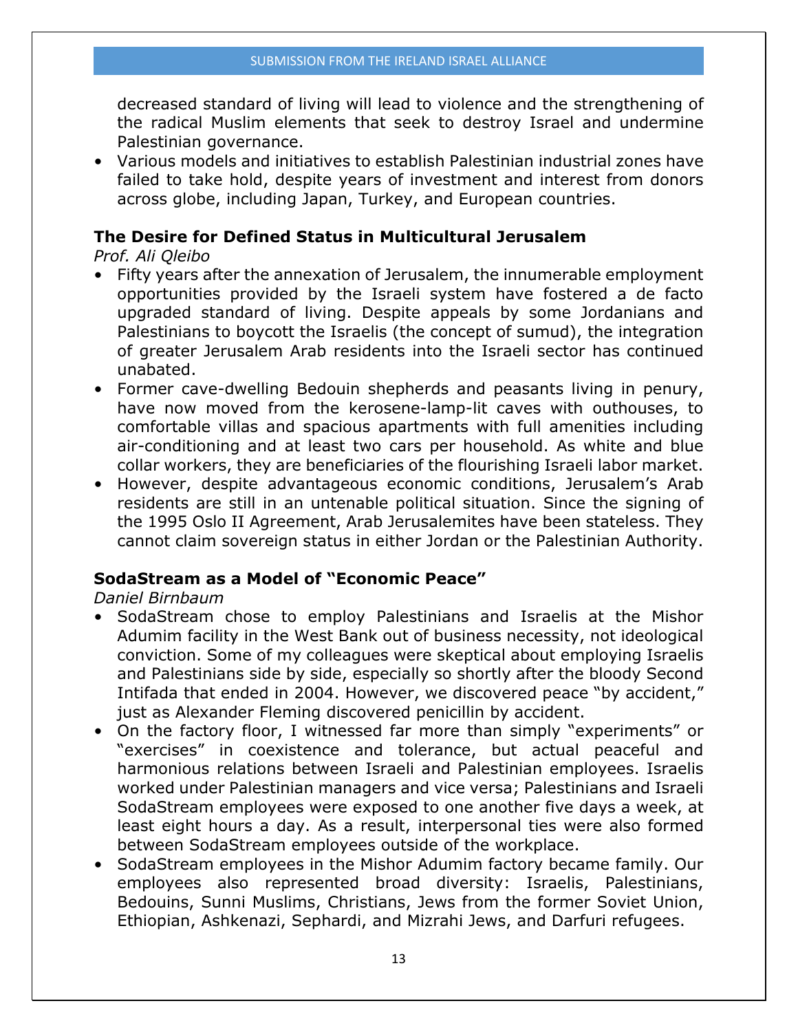decreased standard of living will lead to violence and the strengthening of the radical Muslim elements that seek to destroy Israel and undermine Palestinian governance.

- Various models and initiatives to establish Palestinian industrial zones have failed to take hold, despite years of investment and interest from donors across globe, including Japan, Turkey, and European countries.

### The Desire for Defined Status in Multicultural Jerusalem

*Prof. Ali Qleibo*

- Fifty years after the annexation of Jerusalem, the innumerable employment opportunities provided by the Israeli system have fostered a de facto upgraded standard of living. Despite appeals by some Jordanians and Palestinians to boycott the Israelis (the concept of sumud), the integration of greater Jerusalem Arab residents into the Israeli sector has continued unabated.
- Former cave-dwelling Bedouin shepherds and peasants living in penury, have now moved from the kerosene-lamp-lit caves with outhouses, to comfortable villas and spacious apartments with full amenities including air-conditioning and at least two cars per household. As white and blue collar workers, they are beneficiaries of the flourishing Israeli labor market.
- However, despite advantageous economic conditions, Jerusalem's Arab residents are still in an untenable political situation. Since the signing of the 1995 Oslo II Agreement, Arab Jerusalemites have been stateless. They cannot claim sovereign status in either Jordan or the Palestinian Authority.

### SodaStream as a Model of "Economic Peace"

*Daniel Birnbaum*

- SodaStream chose to employ Palestinians and Israelis at the Mishor Adumim facility in the West Bank out of business necessity, not ideological conviction. Some of my colleagues were skeptical about employing Israelis and Palestinians side by side, especially so shortly after the bloody Second Intifada that ended in 2004. However, we discovered peace "by accident," just as Alexander Fleming discovered penicillin by accident.
- On the factory floor, I witnessed far more than simply "experiments" or "exercises" in coexistence and tolerance, but actual peaceful and harmonious relations between Israeli and Palestinian employees. Israelis worked under Palestinian managers and vice versa; Palestinians and Israeli SodaStream employees were exposed to one another five days a week, at least eight hours a day. As a result, interpersonal ties were also formed between SodaStream employees outside of the workplace.
- SodaStream employees in the Mishor Adumim factory became family. Our employees also represented broad diversity: Israelis, Palestinians, Bedouins, Sunni Muslims, Christians, Jews from the former Soviet Union, Ethiopian, Ashkenazi, Sephardi, and Mizrahi Jews, and Darfuri refugees.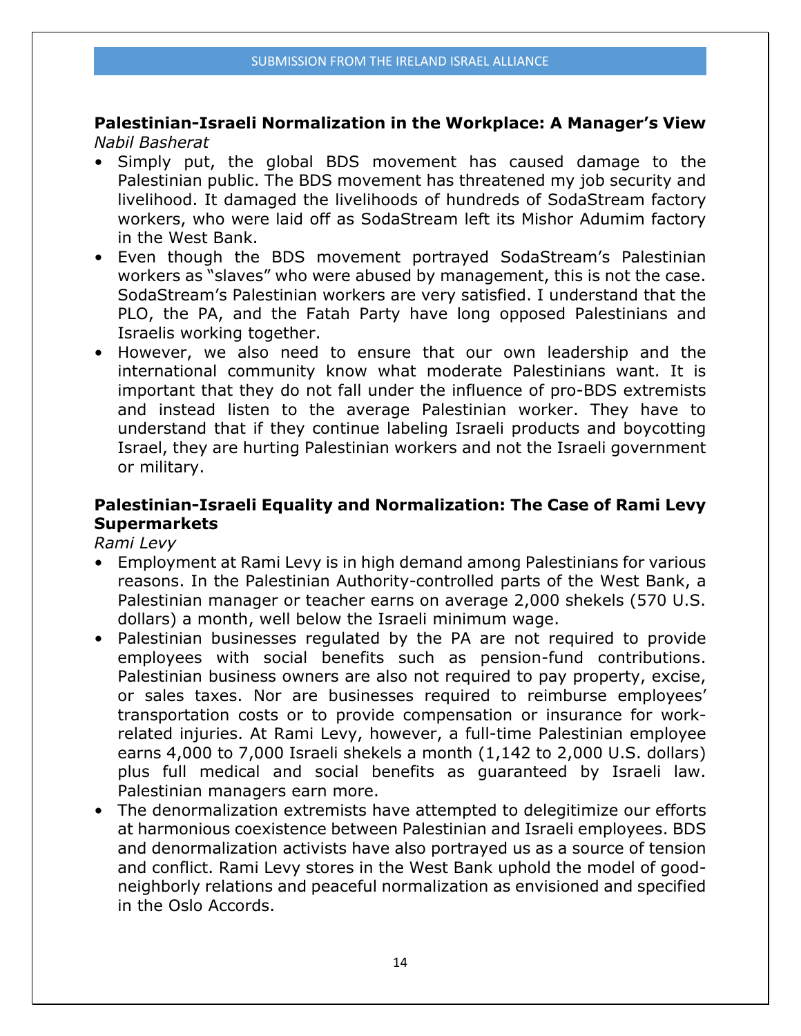## Palestinian-Israeli Normalization in the Workplace: A Manager's View

*Nabil Basherat*

- Simply put, the global BDS movement has caused damage to the Palestinian public. The BDS movement has threatened my job security and livelihood. It damaged the livelihoods of hundreds of SodaStream factory workers, who were laid off as SodaStream left its Mishor Adumim factory in the West Bank.
- Even though the BDS movement portrayed SodaStream's Palestinian workers as "slaves" who were abused by management, this is not the case. SodaStream's Palestinian workers are very satisfied. I understand that the PLO, the PA, and the Fatah Party have long opposed Palestinians and Israelis working together.
- However, we also need to ensure that our own leadership and the international community know what moderate Palestinians want. It is important that they do not fall under the influence of pro-BDS extremists and instead listen to the average Palestinian worker. They have to understand that if they continue labeling Israeli products and boycotting Israel, they are hurting Palestinian workers and not the Israeli government or military.

## Palestinian-Israeli Equality and Normalization: The Case of Rami Levy Supermarkets

*Rami Levy*

- Employment at Rami Levy is in high demand among Palestinians for various reasons. In the Palestinian Authority-controlled parts of the West Bank, a Palestinian manager or teacher earns on average 2,000 shekels (570 U.S. dollars) a month, well below the Israeli minimum wage.
- Palestinian businesses regulated by the PA are not required to provide employees with social benefits such as pension-fund contributions. Palestinian business owners are also not required to pay property, excise, or sales taxes. Nor are businesses required to reimburse employees' transportation costs or to provide compensation or insurance for work-related injuries. At Rami Levy, however, a full-time Palestinian employee earns 4,000 to 7,000 Israeli shekels a month (1,142 to 2,000 U.S. dollars) plus full medical and social benefits as guaranteed by Israeli law. Palestinian managers earn more.
- The denormalization extremists have attempted to delegitimize our efforts at harmonious coexistence between Palestinian and Israeli employees. BDS and denormalization activists have also portrayed us as a source of tension and conflict. Rami Levy stores in the West Bank uphold the model of good-neighborly relations and peaceful normalization as envisioned and specified in the Oslo Accords.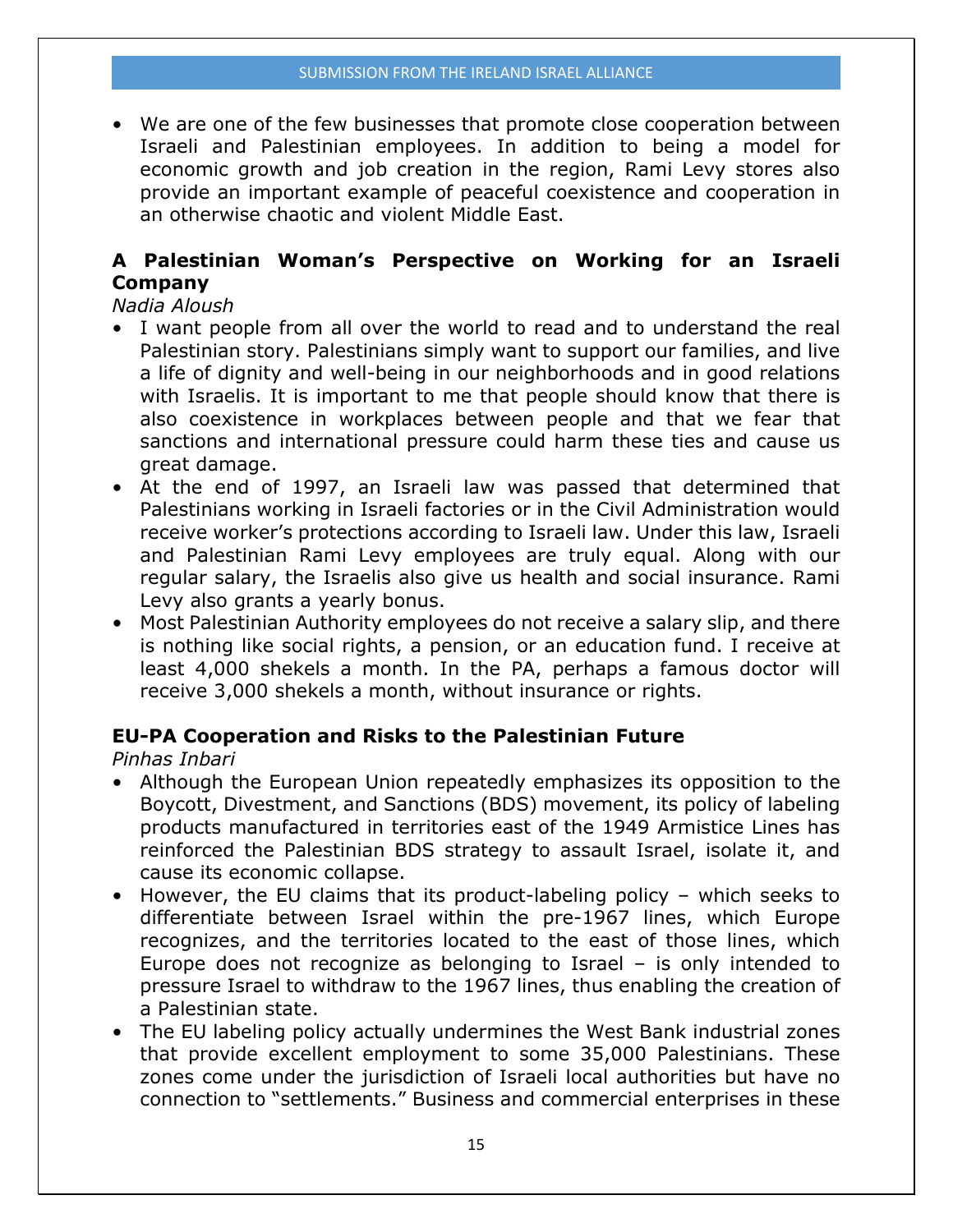- We are one of the few businesses that promote close cooperation between Israeli and Palestinian employees. In addition to being a model for economic growth and job creation in the region, Rami Levy stores also provide an important example of peaceful coexistence and cooperation in an otherwise chaotic and violent Middle East.

### A Palestinian Woman's Perspective on Working for an Israeli Company

*Nadia Aloush*

- I want people from all over the world to read and to understand the real Palestinian story. Palestinians simply want to support our families, and live a life of dignity and well-being in our neighborhoods and in good relations with Israelis. It is important to me that people should know that there is also coexistence in workplaces between people and that we fear that sanctions and international pressure could harm these ties and cause us great damage.
- At the end of 1997, an Israeli law was passed that determined that Palestinians working in Israeli factories or in the Civil Administration would receive worker's protections according to Israeli law. Under this law, Israeli and Palestinian Rami Levy employees are truly equal. Along with our regular salary, the Israelis also give us health and social insurance. Rami Levy also grants a yearly bonus.
- Most Palestinian Authority employees do not receive a salary slip, and there is nothing like social rights, a pension, or an education fund. I receive at least 4,000 shekels a month. In the PA, perhaps a famous doctor will receive 3,000 shekels a month, without insurance or rights.

### EU-PA Cooperation and Risks to the Palestinian Future

*Pinhas Inbari*

- Although the European Union repeatedly emphasizes its opposition to the Boycott, Divestment, and Sanctions (BDS) movement, its policy of labeling products manufactured in territories east of the 1949 Armistice Lines has reinforced the Palestinian BDS strategy to assault Israel, isolate it, and cause its economic collapse.
- However, the EU claims that its product-labeling policy – which seeks to differentiate between Israel within the pre-1967 lines, which Europe recognizes, and the territories located to the east of those lines, which Europe does not recognize as belonging to Israel – is only intended to pressure Israel to withdraw to the 1967 lines, thus enabling the creation of a Palestinian state.
- The EU labeling policy actually undermines the West Bank industrial zones that provide excellent employment to some 35,000 Palestinians. These zones come under the jurisdiction of Israeli local authorities but have no connection to "settlements." Business and commercial enterprises in these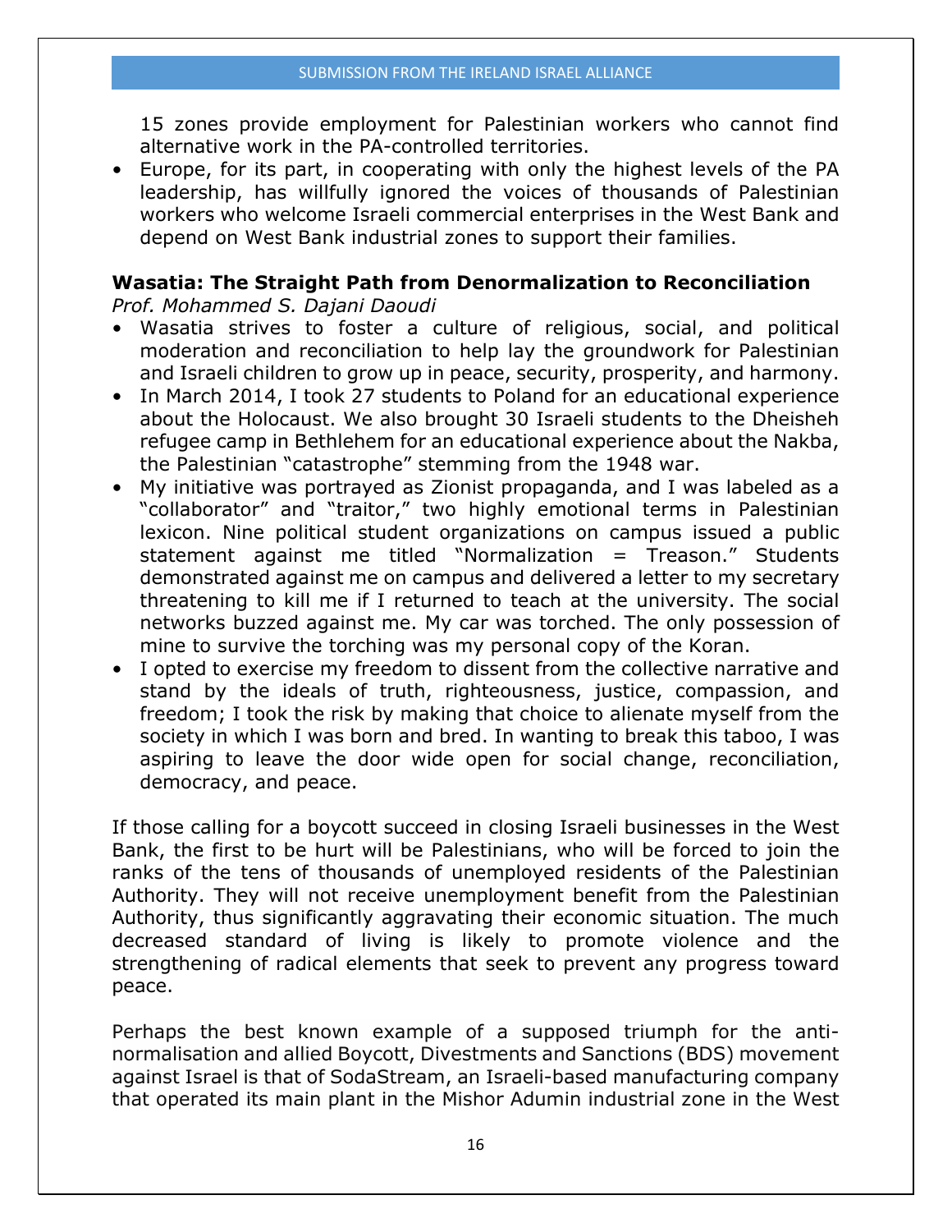zones provide employment for Palestinian workers who cannot find alternative work in the PA-controlled territories.

- Europe, for its part, in cooperating with only the highest levels of the PA leadership, has willfully ignored the voices of thousands of Palestinian workers who welcome Israeli commercial enterprises in the West Bank and depend on West Bank industrial zones to support their families.

**Wasatia: The Straight Path from Denormalization to Reconciliation**
*Prof. Mohammed S. Dajani Daoudi*

- Wasatia strives to foster a culture of religious, social, and political moderation and reconciliation to help lay the groundwork for Palestinian and Israeli children to grow up in peace, security, prosperity, and harmony.
- In March 2014, I took 27 students to Poland for an educational experience about the Holocaust. We also brought 30 Israeli students to the Dheisheh refugee camp in Bethlehem for an educational experience about the Nakba, the Palestinian "catastrophe" stemming from the 1948 war.
- My initiative was portrayed as Zionist propaganda, and I was labeled as a "collaborator" and "traitor," two highly emotional terms in Palestinian lexicon. Nine political student organizations on campus issued a public statement against me titled "Normalization = Treason." Students demonstrated against me on campus and delivered a letter to my secretary threatening to kill me if I returned to teach at the university. The social networks buzzed against me. My car was torched. The only possession of mine to survive the torching was my personal copy of the Koran.
- I opted to exercise my freedom to dissent from the collective narrative and stand by the ideals of truth, righteousness, justice, compassion, and freedom; I took the risk by making that choice to alienate myself from the society in which I was born and bred. In wanting to break this taboo, I was aspiring to leave the door wide open for social change, reconciliation, democracy, and peace.

If those calling for a boycott succeed in closing Israeli businesses in the West Bank, the first to be hurt will be Palestinians, who will be forced to join the ranks of the tens of thousands of unemployed residents of the Palestinian Authority. They will not receive unemployment benefit from the Palestinian Authority, thus significantly aggravating their economic situation. The much decreased standard of living is likely to promote violence and the strengthening of radical elements that seek to prevent any progress toward peace.

Perhaps the best known example of a supposed triumph for the anti-normalisation and allied Boycott, Divestments and Sanctions (BDS) movement against Israel is that of SodaStream, an Israeli-based manufacturing company that operated its main plant in the Mishor Adumin industrial zone in the West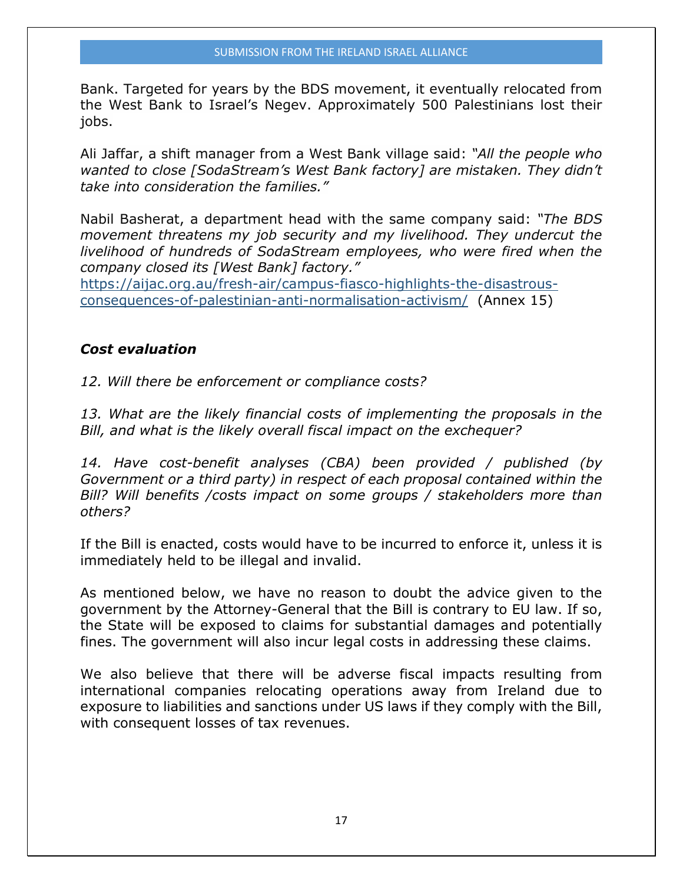Bank. Targeted for years by the BDS movement, it eventually relocated from the West Bank to Israel's Negev. Approximately 500 Palestinians lost their jobs.

Ali Jaffar, a shift manager from a West Bank village said: *"All the people who wanted to close [SodaStream's West Bank factory] are mistaken. They didn't take into consideration the families."*

Nabil Basherat, a department head with the same company said: *"The BDS movement threatens my job security and my livelihood. They undercut the livelihood of hundreds of SodaStream employees, who were fired when the company closed its [West Bank] factory."*
https://aijac.org.au/fresh-air/campus-fiasco-highlights-the-disastrous-consequences-of-palestinian-anti-normalisation-activism/ (Annex 15)

***Cost evaluation***

*12. Will there be enforcement or compliance costs?*

*13. What are the likely financial costs of implementing the proposals in the Bill, and what is the likely overall fiscal impact on the exchequer?*

*14. Have cost-benefit analyses (CBA) been provided / published (by Government or a third party) in respect of each proposal contained within the Bill? Will benefits /costs impact on some groups / stakeholders more than others?*

If the Bill is enacted, costs would have to be incurred to enforce it, unless it is immediately held to be illegal and invalid.

As mentioned below, we have no reason to doubt the advice given to the government by the Attorney-General that the Bill is contrary to EU law. If so, the State will be exposed to claims for substantial damages and potentially fines. The government will also incur legal costs in addressing these claims.

We also believe that there will be adverse fiscal impacts resulting from international companies relocating operations away from Ireland due to exposure to liabilities and sanctions under US laws if they comply with the Bill, with consequent losses of tax revenues.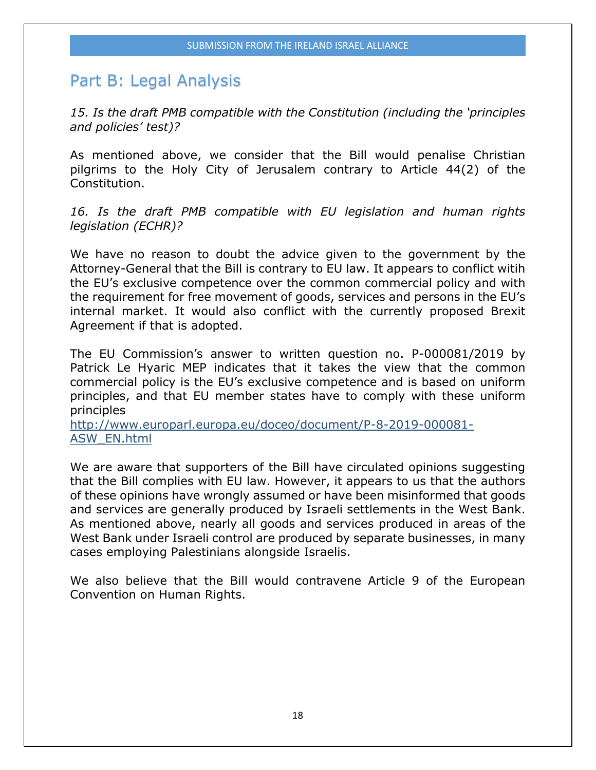## Part B: Legal Analysis

*15. Is the draft PMB compatible with the Constitution (including the 'principles and policies' test)?*

As mentioned above, we consider that the Bill would penalise Christian pilgrims to the Holy City of Jerusalem contrary to Article 44(2) of the Constitution.

*16. Is the draft PMB compatible with EU legislation and human rights legislation (ECHR)?*

We have no reason to doubt the advice given to the government by the Attorney-General that the Bill is contrary to EU law. It appears to conflict witih the EU's exclusive competence over the common commercial policy and with the requirement for free movement of goods, services and persons in the EU's internal market. It would also conflict with the currently proposed Brexit Agreement if that is adopted.

The EU Commission's answer to written question no. P-000081/2019 by Patrick Le Hyaric MEP indicates that it takes the view that the common commercial policy is the EU's exclusive competence and is based on uniform principles, and that EU member states have to comply with these uniform principles
http://www.europarl.europa.eu/doceo/document/P-8-2019-000081-ASW_EN.html

We are aware that supporters of the Bill have circulated opinions suggesting that the Bill complies with EU law. However, it appears to us that the authors of these opinions have wrongly assumed or have been misinformed that goods and services are generally produced by Israeli settlements in the West Bank. As mentioned above, nearly all goods and services produced in areas of the West Bank under Israeli control are produced by separate businesses, in many cases employing Palestinians alongside Israelis.

We also believe that the Bill would contravene Article 9 of the European Convention on Human Rights.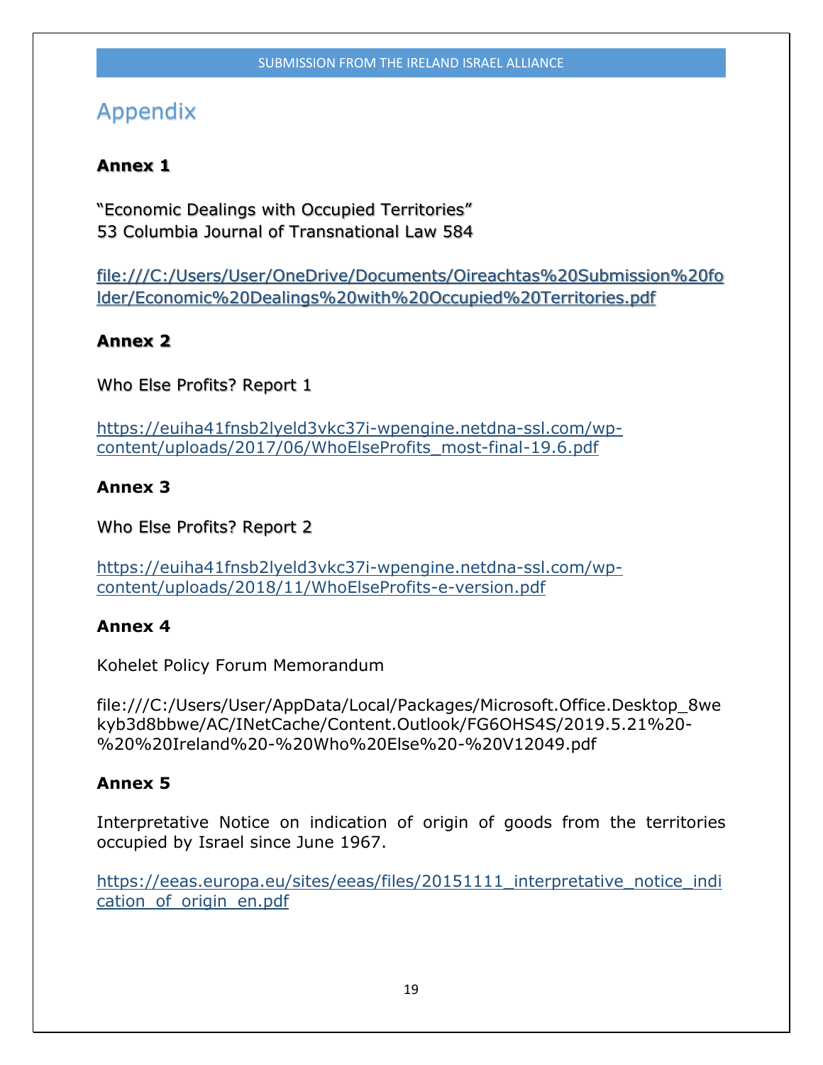# Appendix

**Annex 1**

"Economic Dealings with Occupied Territories"
53 Columbia Journal of Transnational Law 584

file:///C:/Users/User/OneDrive/Documents/Oireachtas%20Submission%20folder/Economic%20Dealings%20with%20Occupied%20Territories.pdf

**Annex 2**

Who Else Profits? Report 1

https://euiha41fnsb2lyeld3vkc37i-wpengine.netdna-ssl.com/wp-content/uploads/2017/06/WhoElseProfits_most-final-19.6.pdf

**Annex 3**

Who Else Profits? Report 2

https://euiha41fnsb2lyeld3vkc37i-wpengine.netdna-ssl.com/wp-content/uploads/2018/11/WhoElseProfits-e-version.pdf

**Annex 4**

Kohelet Policy Forum Memorandum

file:///C:/Users/User/AppData/Local/Packages/Microsoft.Office.Desktop_8wekyb3d8bbwe/AC/INetCache/Content.Outlook/FG6OHS4S/2019.5.21%20-%20%20Ireland%20-%20Who%20Else%20-%20V12049.pdf

**Annex 5**

Interpretative Notice on indication of origin of goods from the territories occupied by Israel since June 1967.

https://eeas.europa.eu/sites/eeas/files/20151111_interpretative_notice_indication_of_origin_en.pdf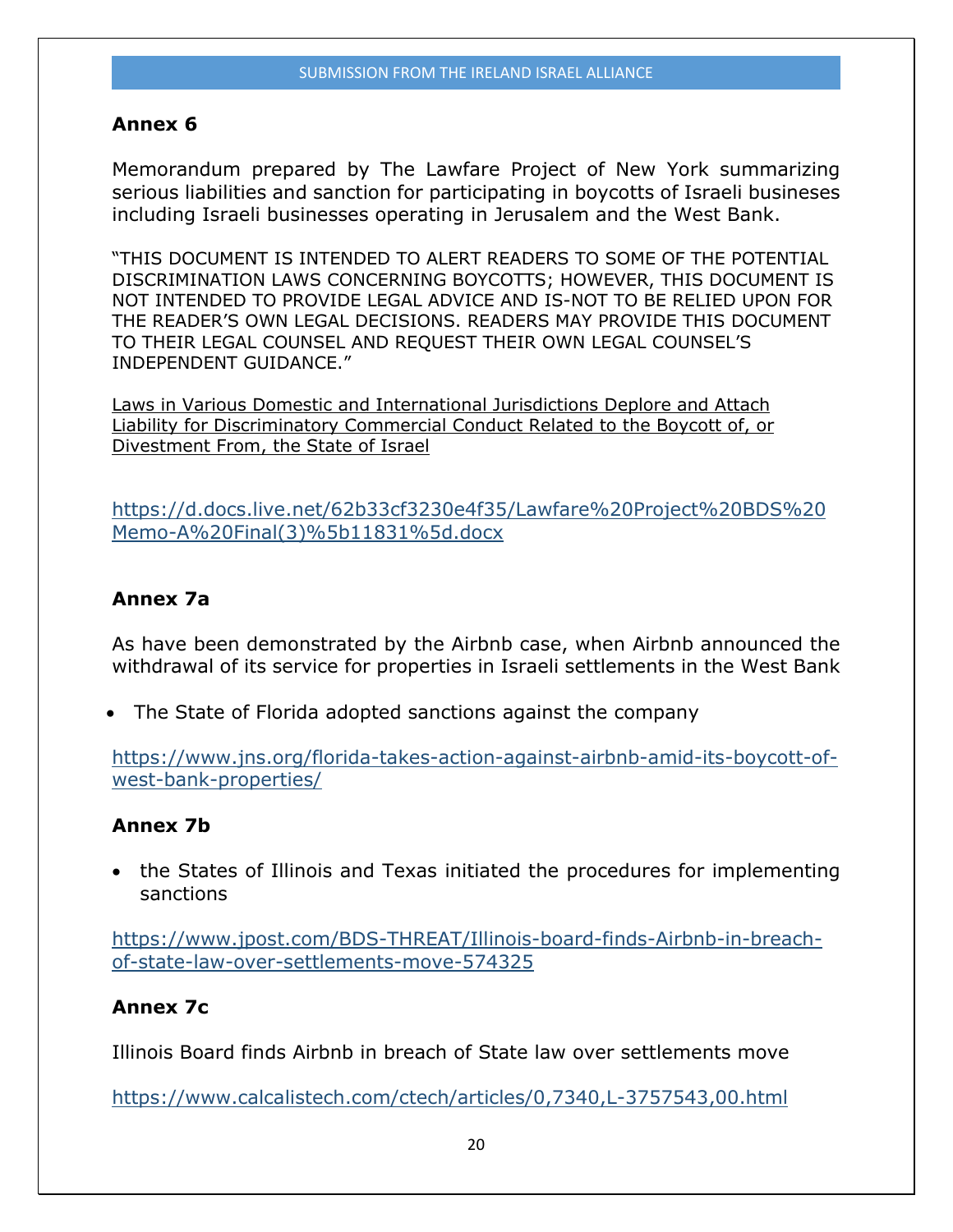## Annex 6

Memorandum prepared by The Lawfare Project of New York summarizing serious liabilities and sanction for participating in boycotts of Israeli busineses including Israeli businesses operating in Jerusalem and the West Bank.

"THIS DOCUMENT IS INTENDED TO ALERT READERS TO SOME OF THE POTENTIAL DISCRIMINATION LAWS CONCERNING BOYCOTTS; HOWEVER, THIS DOCUMENT IS NOT INTENDED TO PROVIDE LEGAL ADVICE AND IS-NOT TO BE RELIED UPON FOR THE READER'S OWN LEGAL DECISIONS. READERS MAY PROVIDE THIS DOCUMENT TO THEIR LEGAL COUNSEL AND REQUEST THEIR OWN LEGAL COUNSEL'S INDEPENDENT GUIDANCE."

Laws in Various Domestic and International Jurisdictions Deplore and Attach Liability for Discriminatory Commercial Conduct Related to the Boycott of, or Divestment From, the State of Israel

https://d.docs.live.net/62b33cf3230e4f35/Lawfare%20Project%20BDS%20Memo-A%20Final(3)%5b11831%5d.docx

## Annex 7a

As have been demonstrated by the Airbnb case, when Airbnb announced the withdrawal of its service for properties in Israeli settlements in the West Bank

- The State of Florida adopted sanctions against the company

https://www.jns.org/florida-takes-action-against-airbnb-amid-its-boycott-of-west-bank-properties/

## Annex 7b

- the States of Illinois and Texas initiated the procedures for implementing sanctions

https://www.jpost.com/BDS-THREAT/Illinois-board-finds-Airbnb-in-breach-of-state-law-over-settlements-move-574325

## Annex 7c

Illinois Board finds Airbnb in breach of State law over settlements move

https://www.calcalistech.com/ctech/articles/0,7340,L-3757543,00.html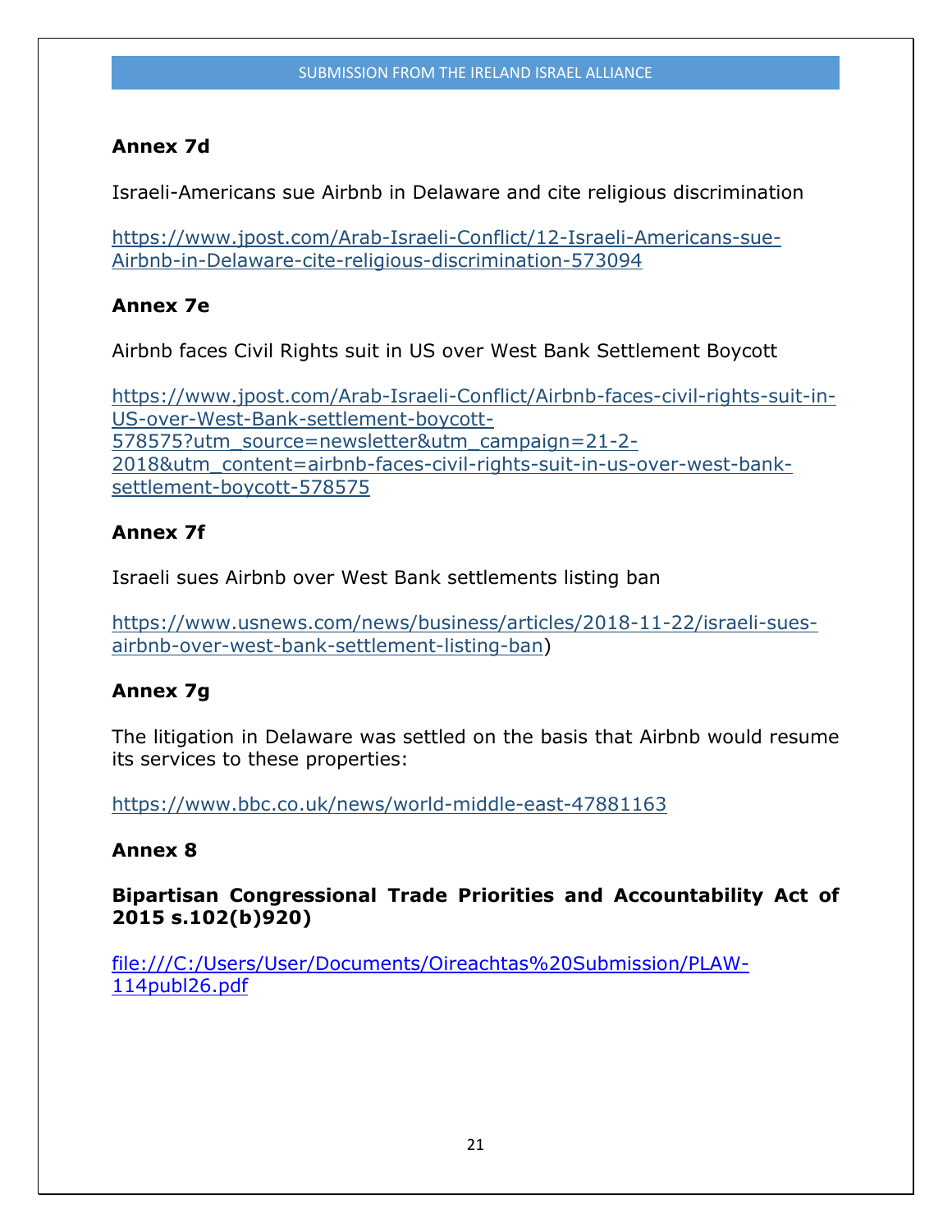**Annex 7d**

Israeli-Americans sue Airbnb in Delaware and cite religious discrimination

https://www.jpost.com/Arab-Israeli-Conflict/12-Israeli-Americans-sue-Airbnb-in-Delaware-cite-religious-discrimination-573094

**Annex 7e**

Airbnb faces Civil Rights suit in US over West Bank Settlement Boycott

https://www.jpost.com/Arab-Israeli-Conflict/Airbnb-faces-civil-rights-suit-in-US-over-West-Bank-settlement-boycott-578575?utm_source=newsletter&utm_campaign=21-2-2018&utm_content=airbnb-faces-civil-rights-suit-in-us-over-west-bank-settlement-boycott-578575

**Annex 7f**

Israeli sues Airbnb over West Bank settlements listing ban

https://www.usnews.com/news/business/articles/2018-11-22/israeli-sues-airbnb-over-west-bank-settlement-listing-ban)

**Annex 7g**

The litigation in Delaware was settled on the basis that Airbnb would resume its services to these properties:

https://www.bbc.co.uk/news/world-middle-east-47881163

**Annex 8**

**Bipartisan Congressional Trade Priorities and Accountability Act of 2015 s.102(b)920)**

file:///C:/Users/User/Documents/Oireachtas%20Submission/PLAW-114publ26.pdf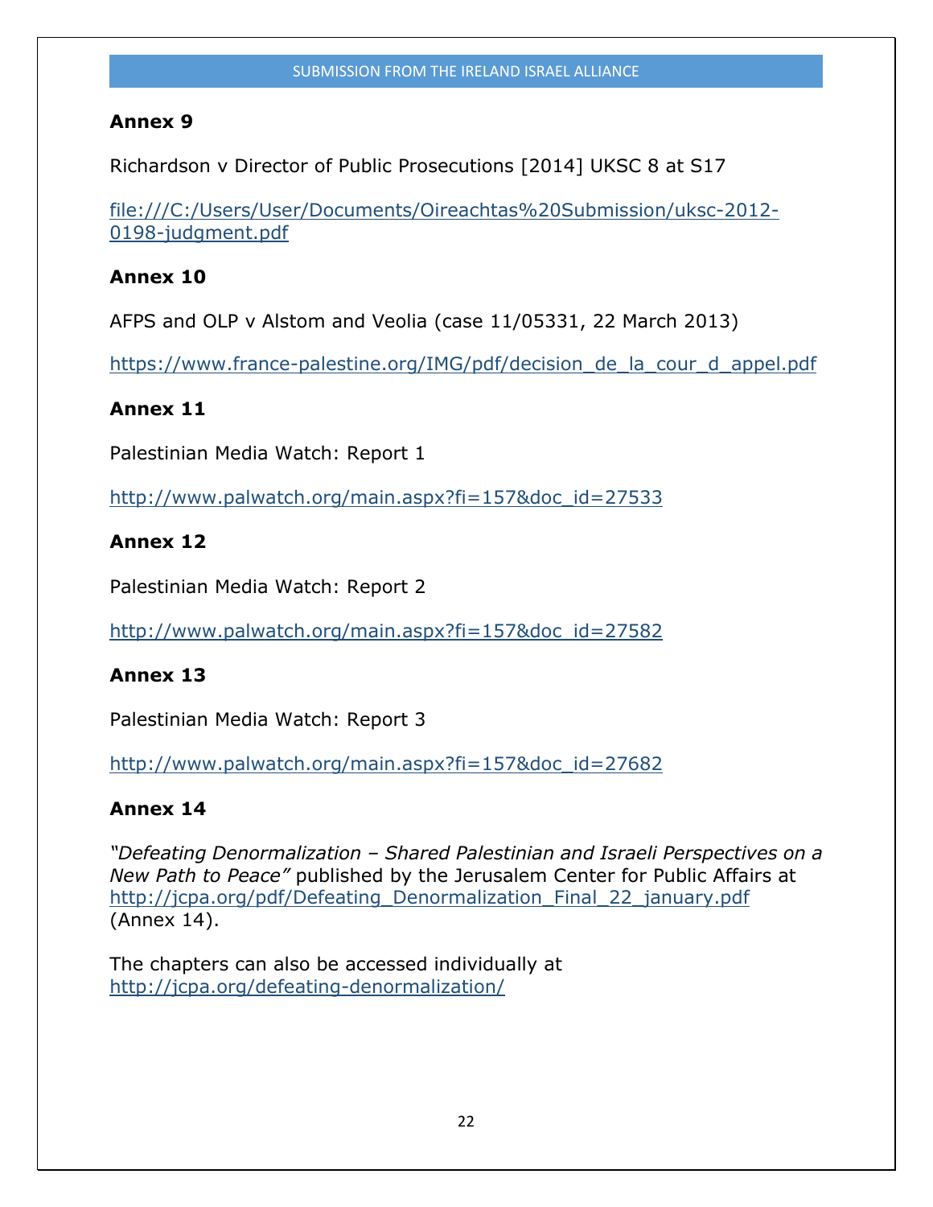**Annex 9**

Richardson v Director of Public Prosecutions [2014] UKSC 8 at S17

file:///C:/Users/User/Documents/Oireachtas%20Submission/uksc-2012-0198-judgment.pdf

**Annex 10**

AFPS and OLP v Alstom and Veolia (case 11/05331, 22 March 2013)

https://www.france-palestine.org/IMG/pdf/decision_de_la_cour_d_appel.pdf

**Annex 11**

Palestinian Media Watch: Report 1

http://www.palwatch.org/main.aspx?fi=157&doc_id=27533

**Annex 12**

Palestinian Media Watch: Report 2

http://www.palwatch.org/main.aspx?fi=157&doc_id=27582

**Annex 13**

Palestinian Media Watch: Report 3

http://www.palwatch.org/main.aspx?fi=157&doc_id=27682

**Annex 14**

*"Defeating Denormalization – Shared Palestinian and Israeli Perspectives on a New Path to Peace"* published by the Jerusalem Center for Public Affairs at http://jcpa.org/pdf/Defeating_Denormalization_Final_22_january.pdf (Annex 14).

The chapters can also be accessed individually at http://jcpa.org/defeating-denormalization/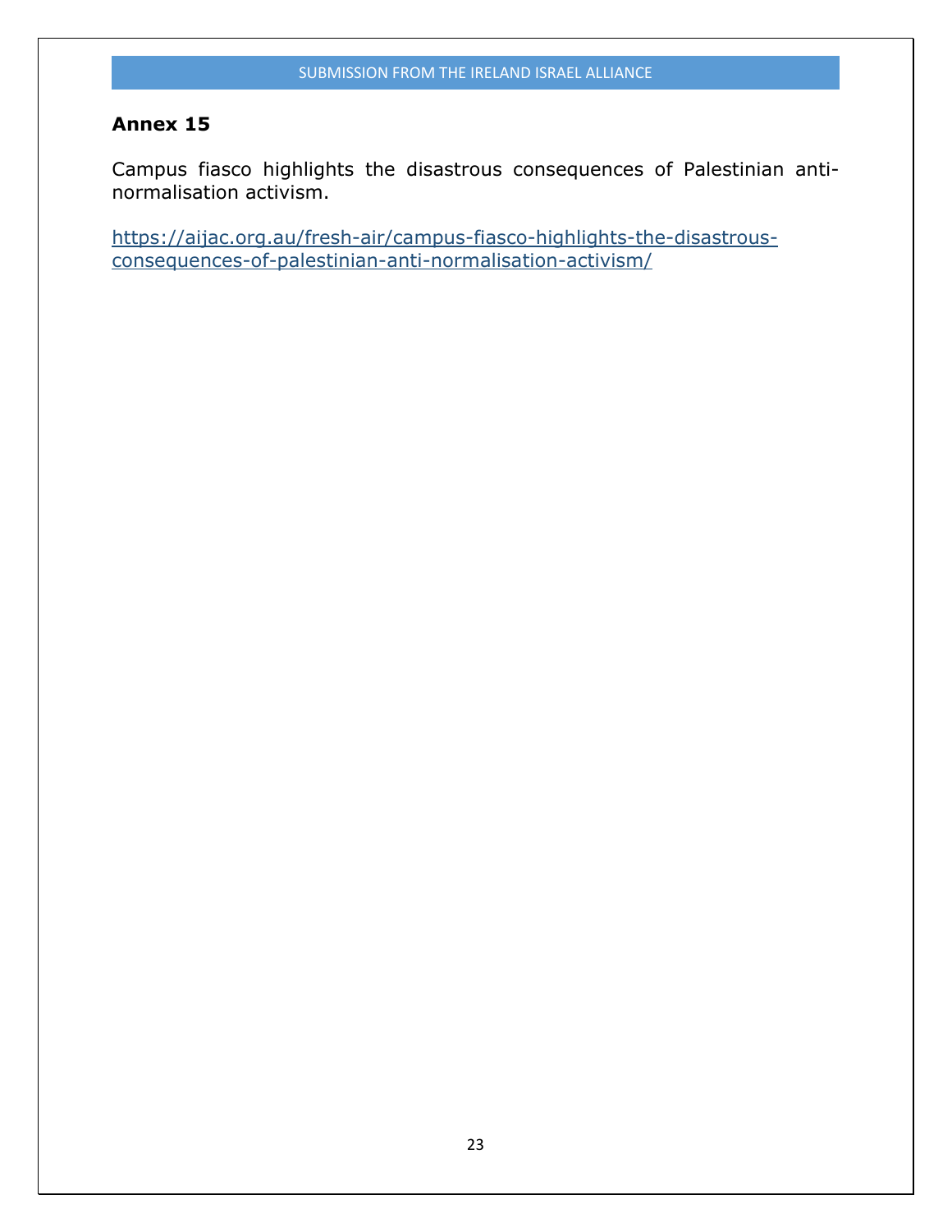**Annex 15**

Campus fiasco highlights the disastrous consequences of Palestinian anti-normalisation activism.

https://aijac.org.au/fresh-air/campus-fiasco-highlights-the-disastrous-consequences-of-palestinian-anti-normalisation-activism/